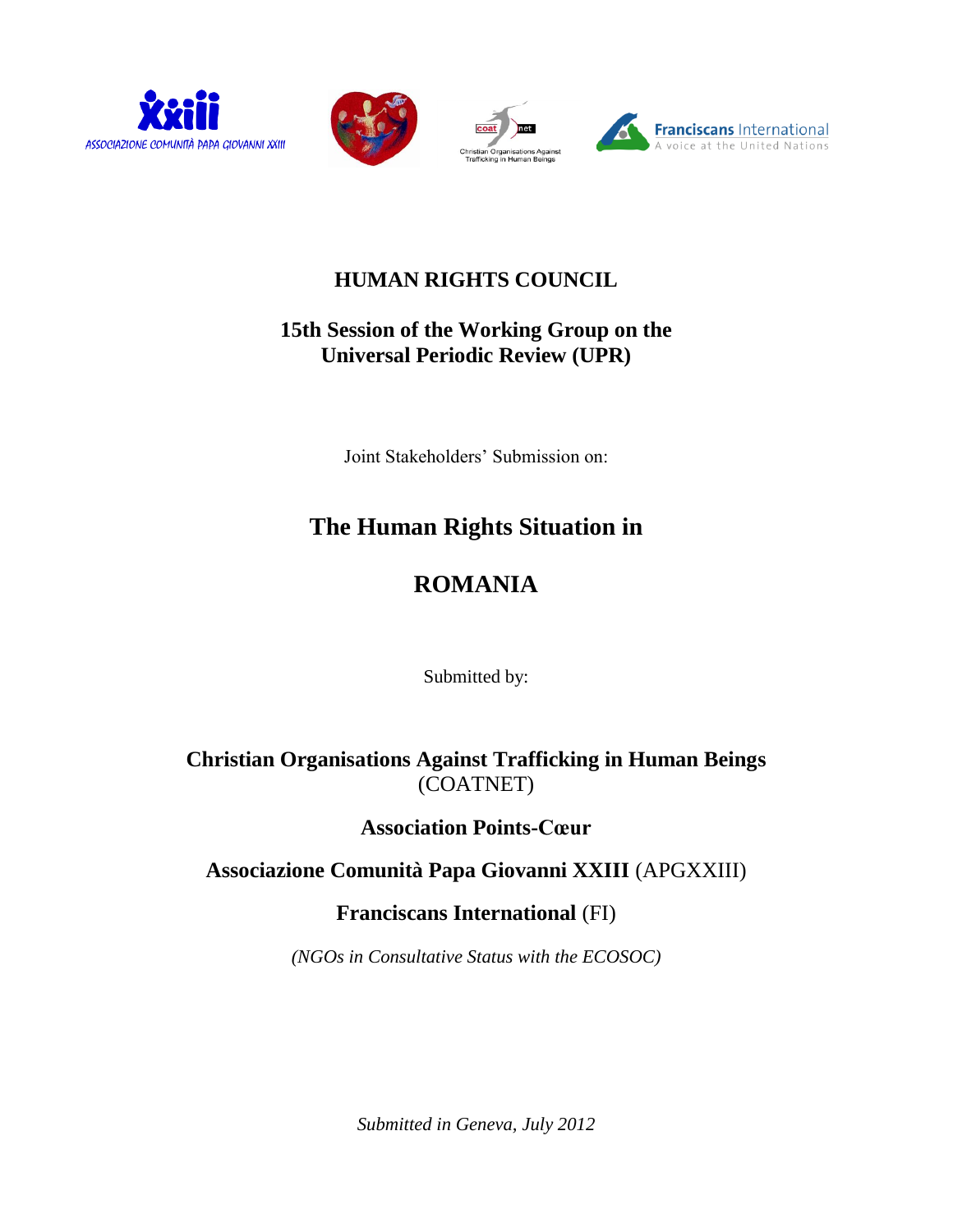# HUMAN RIGHTS COUNCIL

## 15th Session of the Working Group on the Universal Periodic Review (UPR)

Joint Stakeholders' Submission on:

# The Human Rights Situation in

# ROMANIA

Submitted by:

**Christian Organisations Against Trafficking in Human Beings** (COATNET)

**Association Points-Cœur**

**Associazione Comunità Papa Giovanni XXIII** (APGXXIII)

**Franciscans International** (FI)

*(NGOs in Consultative Status with the ECOSOC)*

*Submitted in Geneva, July 2012*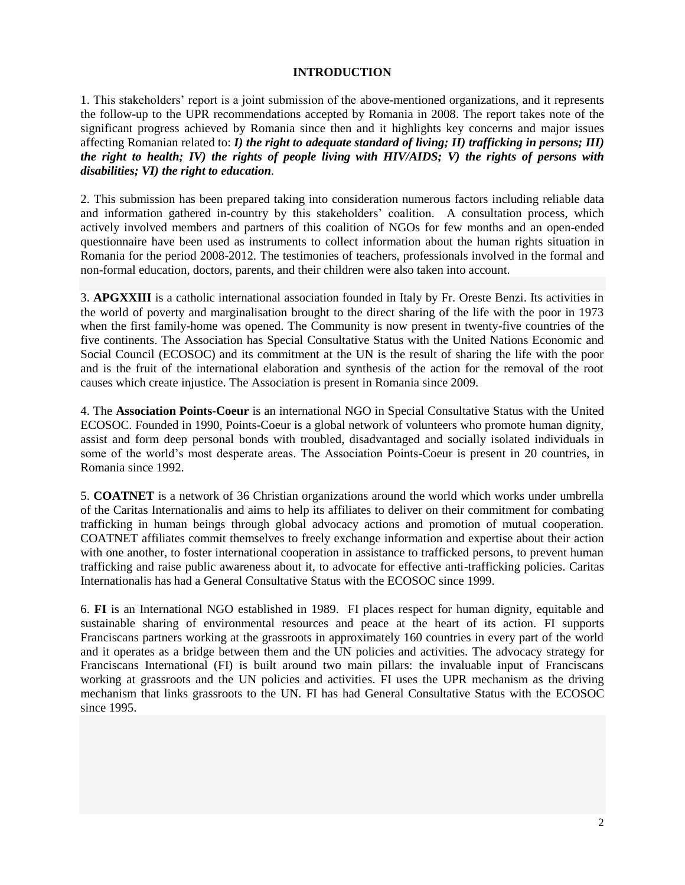# INTRODUCTION

1. This stakeholders' report is a joint submission of the above-mentioned organizations, and it represents the follow-up to the UPR recommendations accepted by Romania in 2008. The report takes note of the significant progress achieved by Romania since then and it highlights key concerns and major issues affecting Romanian related to: ***I) the right to adequate standard of living; II) trafficking in persons; III) the right to health; IV) the rights of people living with HIV/AIDS; V) the rights of persons with disabilities; VI) the right to education***.

2. This submission has been prepared taking into consideration numerous factors including reliable data and information gathered in-country by this stakeholders' coalition. A consultation process, which actively involved members and partners of this coalition of NGOs for few months and an open-ended questionnaire have been used as instruments to collect information about the human rights situation in Romania for the period 2008-2012. The testimonies of teachers, professionals involved in the formal and non-formal education, doctors, parents, and their children were also taken into account.

3. **APGXXIII** is a catholic international association founded in Italy by Fr. Oreste Benzi. Its activities in the world of poverty and marginalisation brought to the direct sharing of the life with the poor in 1973 when the first family-home was opened. The Community is now present in twenty-five countries of the five continents. The Association has Special Consultative Status with the United Nations Economic and Social Council (ECOSOC) and its commitment at the UN is the result of sharing the life with the poor and is the fruit of the international elaboration and synthesis of the action for the removal of the root causes which create injustice. The Association is present in Romania since 2009.

4. The **Association Points-Coeur** is an international NGO in Special Consultative Status with the United ECOSOC. Founded in 1990, Points-Coeur is a global network of volunteers who promote human dignity, assist and form deep personal bonds with troubled, disadvantaged and socially isolated individuals in some of the world's most desperate areas. The Association Points-Coeur is present in 20 countries, in Romania since 1992.

5. **COATNET** is a network of 36 Christian organizations around the world which works under umbrella of the Caritas Internationalis and aims to help its affiliates to deliver on their commitment for combating trafficking in human beings through global advocacy actions and promotion of mutual cooperation. COATNET affiliates commit themselves to freely exchange information and expertise about their action with one another, to foster international cooperation in assistance to trafficked persons, to prevent human trafficking and raise public awareness about it, to advocate for effective anti-trafficking policies. Caritas Internationalis has had a General Consultative Status with the ECOSOC since 1999.

6. **FI** is an International NGO established in 1989. FI places respect for human dignity, equitable and sustainable sharing of environmental resources and peace at the heart of its action. FI supports Franciscans partners working at the grassroots in approximately 160 countries in every part of the world and it operates as a bridge between them and the UN policies and activities. The advocacy strategy for Franciscans International (FI) is built around two main pillars: the invaluable input of Franciscans working at grassroots and the UN policies and activities. FI uses the UPR mechanism as the driving mechanism that links grassroots to the UN. FI has had General Consultative Status with the ECOSOC since 1995.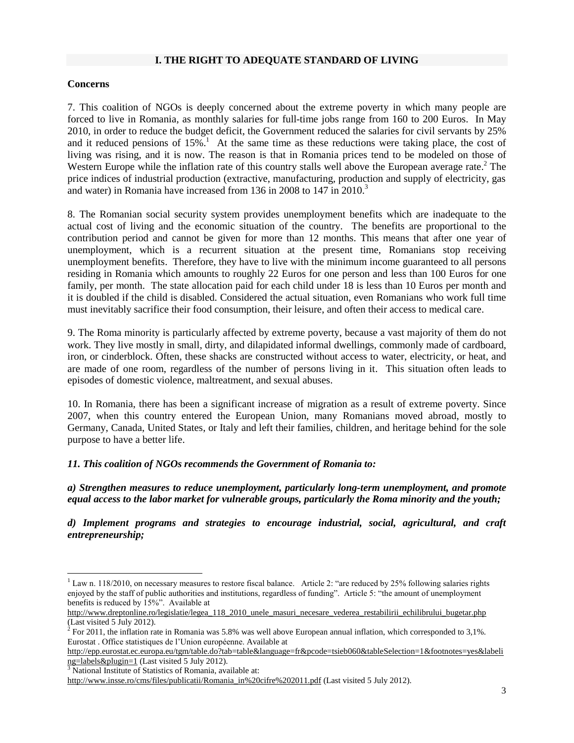## I. THE RIGHT TO ADEQUATE STANDARD OF LIVING

**Concerns**

7. This coalition of NGOs is deeply concerned about the extreme poverty in which many people are forced to live in Romania, as monthly salaries for full-time jobs range from 160 to 200 Euros. In May 2010, in order to reduce the budget deficit, the Government reduced the salaries for civil servants by 25% and it reduced pensions of 15%.[1] At the same time as these reductions were taking place, the cost of living was rising, and it is now. The reason is that in Romania prices tend to be modeled on those of Western Europe while the inflation rate of this country stalls well above the European average rate.[2] The price indices of industrial production (extractive, manufacturing, production and supply of electricity, gas and water) in Romania have increased from 136 in 2008 to 147 in 2010.[3]

8. The Romanian social security system provides unemployment benefits which are inadequate to the actual cost of living and the economic situation of the country. The benefits are proportional to the contribution period and cannot be given for more than 12 months. This means that after one year of unemployment, which is a recurrent situation at the present time, Romanians stop receiving unemployment benefits. Therefore, they have to live with the minimum income guaranteed to all persons residing in Romania which amounts to roughly 22 Euros for one person and less than 100 Euros for one family, per month. The state allocation paid for each child under 18 is less than 10 Euros per month and it is doubled if the child is disabled. Considered the actual situation, even Romanians who work full time must inevitably sacrifice their food consumption, their leisure, and often their access to medical care.

9. The Roma minority is particularly affected by extreme poverty, because a vast majority of them do not work. They live mostly in small, dirty, and dilapidated informal dwellings, commonly made of cardboard, iron, or cinderblock. Often, these shacks are constructed without access to water, electricity, or heat, and are made of one room, regardless of the number of persons living in it. This situation often leads to episodes of domestic violence, maltreatment, and sexual abuses.

10. In Romania, there has been a significant increase of migration as a result of extreme poverty. Since 2007, when this country entered the European Union, many Romanians moved abroad, mostly to Germany, Canada, United States, or Italy and left their families, children, and heritage behind for the sole purpose to have a better life.

***11. This coalition of NGOs recommends the Government of Romania to:***

***a) Strengthen measures to reduce unemployment, particularly long-term unemployment, and promote equal access to the labor market for vulnerable groups, particularly the Roma minority and the youth;***

***d) Implement programs and strategies to encourage industrial, social, agricultural, and craft entrepreneurship;***

---

[1] Law n. 118/2010, on necessary measures to restore fiscal balance. Article 2: "are reduced by 25% following salaries rights enjoyed by the staff of public authorities and institutions, regardless of funding". Article 5: "the amount of unemployment benefits is reduced by 15%". Available at http://www.dreptonline.ro/legislatie/legea_118_2010_unele_masuri_necesare_vederea_restabilirii_echilibrului_bugetar.php (Last visited 5 July 2012).

[2] For 2011, the inflation rate in Romania was 5.8% was well above European annual inflation, which corresponded to 3,1%. Eurostat . Office statistiques de l'Union européenne. Available at http://epp.eurostat.ec.europa.eu/tgm/table.do?tab=table&language=fr&pcode=tsieb060&tableSelection=1&footnotes=yes&labeling=labels&plugin=1 (Last visited 5 July 2012).

[3] National Institute of Statistics of Romania, available at: http://www.insse.ro/cms/files/publicatii/Romania_in%20cifre%202011.pdf (Last visited 5 July 2012).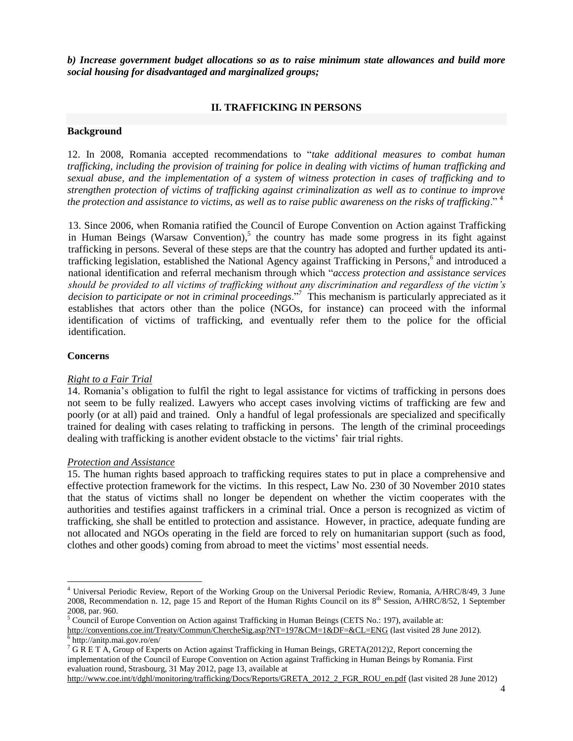***b) Increase government budget allocations so as to raise minimum state allowances and build more social housing for disadvantaged and marginalized groups;***

## II. TRAFFICKING IN PERSONS

### Background

12. In 2008, Romania accepted recommendations to "*take additional measures to combat human trafficking, including the provision of training for police in dealing with victims of human trafficking and sexual abuse, and the implementation of a system of witness protection in cases of trafficking and to strengthen protection of victims of trafficking against criminalization as well as to continue to improve the protection and assistance to victims, as well as to raise public awareness on the risks of trafficking*." [4]

13. Since 2006, when Romania ratified the Council of Europe Convention on Action against Trafficking in Human Beings (Warsaw Convention),[5] the country has made some progress in its fight against trafficking in persons. Several of these steps are that the country has adopted and further updated its anti-trafficking legislation, established the National Agency against Trafficking in Persons,[6] and introduced a national identification and referral mechanism through which "*access protection and assistance services should be provided to all victims of trafficking without any discrimination and regardless of the victim's decision to participate or not in criminal proceedings*."[7] This mechanism is particularly appreciated as it establishes that actors other than the police (NGOs, for instance) can proceed with the informal identification of victims of trafficking, and eventually refer them to the police for the official identification.

### Concerns

*Right to a Fair Trial*

14. Romania's obligation to fulfil the right to legal assistance for victims of trafficking in persons does not seem to be fully realized. Lawyers who accept cases involving victims of trafficking are few and poorly (or at all) paid and trained. Only a handful of legal professionals are specialized and specifically trained for dealing with cases relating to trafficking in persons. The length of the criminal proceedings dealing with trafficking is another evident obstacle to the victims' fair trial rights.

*Protection and Assistance*

15. The human rights based approach to trafficking requires states to put in place a comprehensive and effective protection framework for the victims. In this respect, Law No. 230 of 30 November 2010 states that the status of victims shall no longer be dependent on whether the victim cooperates with the authorities and testifies against traffickers in a criminal trial. Once a person is recognized as victim of trafficking, she shall be entitled to protection and assistance. However, in practice, adequate funding are not allocated and NGOs operating in the field are forced to rely on humanitarian support (such as food, clothes and other goods) coming from abroad to meet the victims' most essential needs.

---

[4] Universal Periodic Review, Report of the Working Group on the Universal Periodic Review, Romania, A/HRC/8/49, 3 June 2008, Recommendation n. 12, page 15 and Report of the Human Rights Council on its 8th Session, A/HRC/8/52, 1 September 2008, par. 960.

[5] Council of Europe Convention on Action against Trafficking in Human Beings (CETS No.: 197), available at: http://conventions.coe.int/Treaty/Commun/ChercheSig.asp?NT=197&CM=1&DF=&CL=ENG (last visited 28 June 2012).

[6] http://anitp.mai.gov.ro/en/

[7] G R E T A, Group of Experts on Action against Trafficking in Human Beings, GRETA(2012)2, Report concerning the implementation of the Council of Europe Convention on Action against Trafficking in Human Beings by Romania. First evaluation round, Strasbourg, 31 May 2012, page 13, available at http://www.coe.int/t/dghl/monitoring/trafficking/Docs/Reports/GRETA_2012_2_FGR_ROU_en.pdf (last visited 28 June 2012)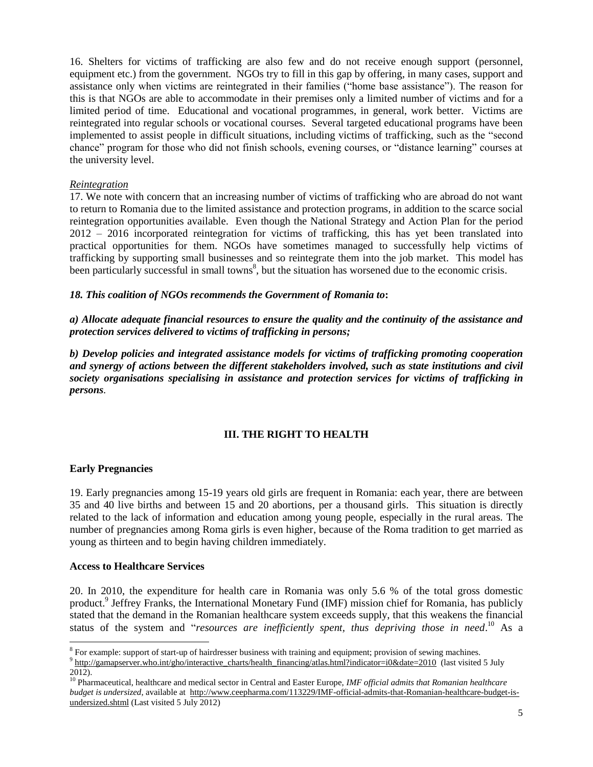16. Shelters for victims of trafficking are also few and do not receive enough support (personnel, equipment etc.) from the government. NGOs try to fill in this gap by offering, in many cases, support and assistance only when victims are reintegrated in their families ("home base assistance"). The reason for this is that NGOs are able to accommodate in their premises only a limited number of victims and for a limited period of time. Educational and vocational programmes, in general, work better. Victims are reintegrated into regular schools or vocational courses. Several targeted educational programs have been implemented to assist people in difficult situations, including victims of trafficking, such as the "second chance" program for those who did not finish schools, evening courses, or "distance learning" courses at the university level.

*Reintegration*

17. We note with concern that an increasing number of victims of trafficking who are abroad do not want to return to Romania due to the limited assistance and protection programs, in addition to the scarce social reintegration opportunities available. Even though the National Strategy and Action Plan for the period 2012 – 2016 incorporated reintegration for victims of trafficking, this has yet been translated into practical opportunities for them. NGOs have sometimes managed to successfully help victims of trafficking by supporting small businesses and so reintegrate them into the job market. This model has been particularly successful in small towns[8], but the situation has worsened due to the economic crisis.

***18. This coalition of NGOs recommends the Government of Romania to*:**

***a) Allocate adequate financial resources to ensure the quality and the continuity of the assistance and protection services delivered to victims of trafficking in persons;***

***b) Develop policies and integrated assistance models for victims of trafficking promoting cooperation and synergy of actions between the different stakeholders involved, such as state institutions and civil society organisations specialising in assistance and protection services for victims of trafficking in persons*.**

## III. THE RIGHT TO HEALTH

### Early Pregnancies

19. Early pregnancies among 15-19 years old girls are frequent in Romania: each year, there are between 35 and 40 live births and between 15 and 20 abortions, per a thousand girls. This situation is directly related to the lack of information and education among young people, especially in the rural areas. The number of pregnancies among Roma girls is even higher, because of the Roma tradition to get married as young as thirteen and to begin having children immediately.

### Access to Healthcare Services

20. In 2010, the expenditure for health care in Romania was only 5.6 % of the total gross domestic product.[9] Jeffrey Franks, the International Monetary Fund (IMF) mission chief for Romania, has publicly stated that the demand in the Romanian healthcare system exceeds supply, that this weakens the financial status of the system and "*resources are inefficiently spent, thus depriving those in need*.[10] As a

---

[8] For example: support of start-up of hairdresser business with training and equipment; provision of sewing machines.

[9] http://gamapserver.who.int/gho/interactive_charts/health_financing/atlas.html?indicator=i0&date=2010 (last visited 5 July 2012).

[10] Pharmaceutical, healthcare and medical sector in Central and Easter Europe, *IMF official admits that Romanian healthcare budget is undersized*, available at http://www.ceepharma.com/113229/IMF-official-admits-that-Romanian-healthcare-budget-is-undersized.shtml (Last visited 5 July 2012)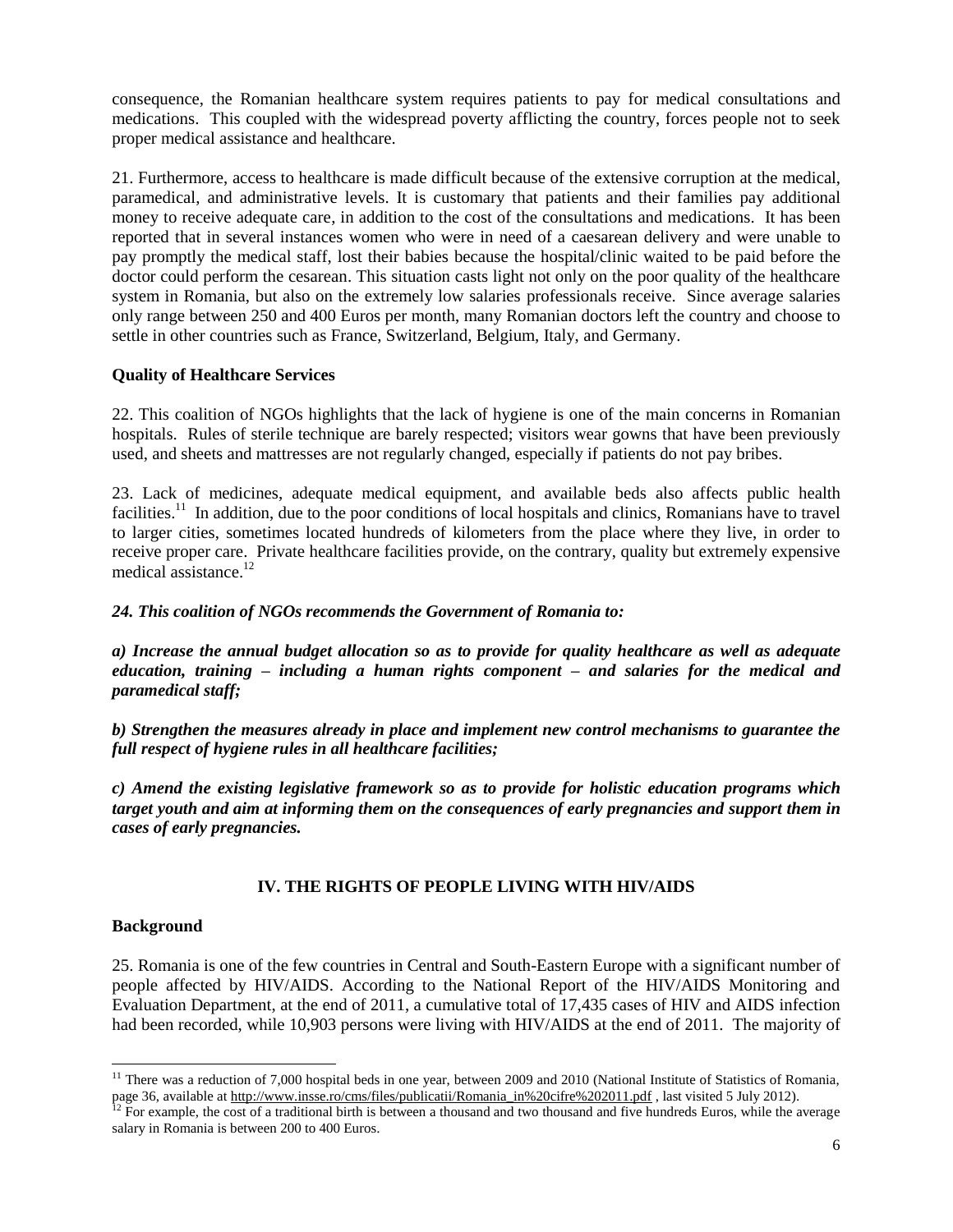consequence, the Romanian healthcare system requires patients to pay for medical consultations and medications. This coupled with the widespread poverty afflicting the country, forces people not to seek proper medical assistance and healthcare.

21. Furthermore, access to healthcare is made difficult because of the extensive corruption at the medical, paramedical, and administrative levels. It is customary that patients and their families pay additional money to receive adequate care, in addition to the cost of the consultations and medications. It has been reported that in several instances women who were in need of a caesarean delivery and were unable to pay promptly the medical staff, lost their babies because the hospital/clinic waited to be paid before the doctor could perform the cesarean. This situation casts light not only on the poor quality of the healthcare system in Romania, but also on the extremely low salaries professionals receive. Since average salaries only range between 250 and 400 Euros per month, many Romanian doctors left the country and choose to settle in other countries such as France, Switzerland, Belgium, Italy, and Germany.

**Quality of Healthcare Services**

22. This coalition of NGOs highlights that the lack of hygiene is one of the main concerns in Romanian hospitals. Rules of sterile technique are barely respected; visitors wear gowns that have been previously used, and sheets and mattresses are not regularly changed, especially if patients do not pay bribes.

23. Lack of medicines, adequate medical equipment, and available beds also affects public health facilities.[11] In addition, due to the poor conditions of local hospitals and clinics, Romanians have to travel to larger cities, sometimes located hundreds of kilometers from the place where they live, in order to receive proper care. Private healthcare facilities provide, on the contrary, quality but extremely expensive medical assistance.[12]

***24. This coalition of NGOs recommends the Government of Romania to:***

***a) Increase the annual budget allocation so as to provide for quality healthcare as well as adequate education, training – including a human rights component – and salaries for the medical and paramedical staff;***

***b) Strengthen the measures already in place and implement new control mechanisms to guarantee the full respect of hygiene rules in all healthcare facilities;***

***c) Amend the existing legislative framework so as to provide for holistic education programs which target youth and aim at informing them on the consequences of early pregnancies and support them in cases of early pregnancies.***

## IV. THE RIGHTS OF PEOPLE LIVING WITH HIV/AIDS

**Background**

25. Romania is one of the few countries in Central and South-Eastern Europe with a significant number of people affected by HIV/AIDS. According to the National Report of the HIV/AIDS Monitoring and Evaluation Department, at the end of 2011, a cumulative total of 17,435 cases of HIV and AIDS infection had been recorded, while 10,903 persons were living with HIV/AIDS at the end of 2011. The majority of

---

[11] There was a reduction of 7,000 hospital beds in one year, between 2009 and 2010 (National Institute of Statistics of Romania, page 36, available at http://www.insse.ro/cms/files/publicatii/Romania_in%20cifre%202011.pdf , last visited 5 July 2012).

[12] For example, the cost of a traditional birth is between a thousand and two thousand and five hundreds Euros, while the average salary in Romania is between 200 to 400 Euros.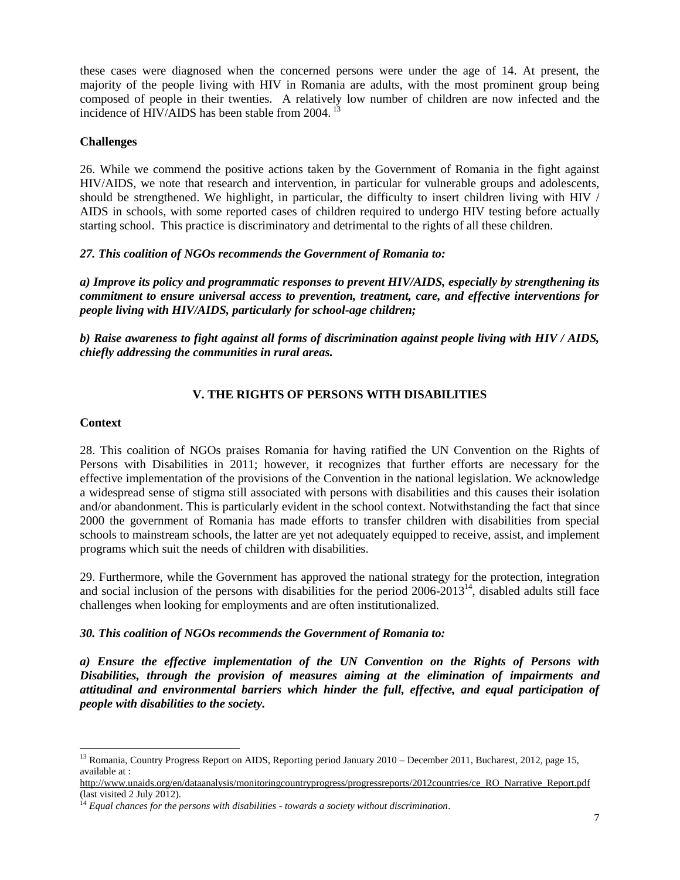these cases were diagnosed when the concerned persons were under the age of 14. At present, the majority of the people living with HIV in Romania are adults, with the most prominent group being composed of people in their twenties. A relatively low number of children are now infected and the incidence of HIV/AIDS has been stable from 2004. [13]

**Challenges**

26. While we commend the positive actions taken by the Government of Romania in the fight against HIV/AIDS, we note that research and intervention, in particular for vulnerable groups and adolescents, should be strengthened. We highlight, in particular, the difficulty to insert children living with HIV / AIDS in schools, with some reported cases of children required to undergo HIV testing before actually starting school. This practice is discriminatory and detrimental to the rights of all these children.

***27. This coalition of NGOs recommends the Government of Romania to:***

***a) Improve its policy and programmatic responses to prevent HIV/AIDS, especially by strengthening its commitment to ensure universal access to prevention, treatment, care, and effective interventions for people living with HIV/AIDS, particularly for school-age children;***

***b) Raise awareness to fight against all forms of discrimination against people living with HIV / AIDS, chiefly addressing the communities in rural areas.***

## V. THE RIGHTS OF PERSONS WITH DISABILITIES

**Context**

28. This coalition of NGOs praises Romania for having ratified the UN Convention on the Rights of Persons with Disabilities in 2011; however, it recognizes that further efforts are necessary for the effective implementation of the provisions of the Convention in the national legislation. We acknowledge a widespread sense of stigma still associated with persons with disabilities and this causes their isolation and/or abandonment. This is particularly evident in the school context. Notwithstanding the fact that since 2000 the government of Romania has made efforts to transfer children with disabilities from special schools to mainstream schools, the latter are yet not adequately equipped to receive, assist, and implement programs which suit the needs of children with disabilities.

29. Furthermore, while the Government has approved the national strategy for the protection, integration and social inclusion of the persons with disabilities for the period 2006-2013[14], disabled adults still face challenges when looking for employments and are often institutionalized.

***30. This coalition of NGOs recommends the Government of Romania to:***

***a) Ensure the effective implementation of the UN Convention on the Rights of Persons with Disabilities, through the provision of measures aiming at the elimination of impairments and attitudinal and environmental barriers which hinder the full, effective, and equal participation of people with disabilities to the society.***

---

[13] Romania, Country Progress Report on AIDS, Reporting period January 2010 – December 2011, Bucharest, 2012, page 15, available at : http://www.unaids.org/en/dataanalysis/monitoringcountryprogress/progressreports/2012countries/ce_RO_Narrative_Report.pdf (last visited 2 July 2012).

[14] *Equal chances for the persons with disabilities - towards a society without discrimination*.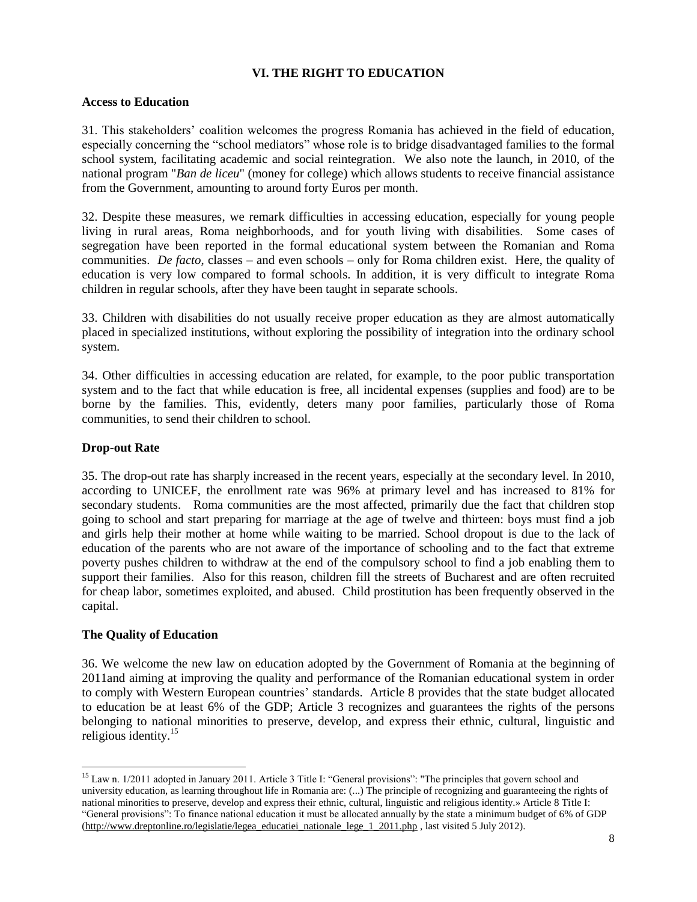## VI. THE RIGHT TO EDUCATION

### Access to Education

31. This stakeholders' coalition welcomes the progress Romania has achieved in the field of education, especially concerning the "school mediators" whose role is to bridge disadvantaged families to the formal school system, facilitating academic and social reintegration. We also note the launch, in 2010, of the national program "*Ban de liceu*" (money for college) which allows students to receive financial assistance from the Government, amounting to around forty Euros per month.

32. Despite these measures, we remark difficulties in accessing education, especially for young people living in rural areas, Roma neighborhoods, and for youth living with disabilities. Some cases of segregation have been reported in the formal educational system between the Romanian and Roma communities. *De facto*, classes – and even schools – only for Roma children exist. Here, the quality of education is very low compared to formal schools. In addition, it is very difficult to integrate Roma children in regular schools, after they have been taught in separate schools.

33. Children with disabilities do not usually receive proper education as they are almost automatically placed in specialized institutions, without exploring the possibility of integration into the ordinary school system.

34. Other difficulties in accessing education are related, for example, to the poor public transportation system and to the fact that while education is free, all incidental expenses (supplies and food) are to be borne by the families. This, evidently, deters many poor families, particularly those of Roma communities, to send their children to school.

### Drop-out Rate

35. The drop-out rate has sharply increased in the recent years, especially at the secondary level. In 2010, according to UNICEF, the enrollment rate was 96% at primary level and has increased to 81% for secondary students. Roma communities are the most affected, primarily due the fact that children stop going to school and start preparing for marriage at the age of twelve and thirteen: boys must find a job and girls help their mother at home while waiting to be married. School dropout is due to the lack of education of the parents who are not aware of the importance of schooling and to the fact that extreme poverty pushes children to withdraw at the end of the compulsory school to find a job enabling them to support their families. Also for this reason, children fill the streets of Bucharest and are often recruited for cheap labor, sometimes exploited, and abused. Child prostitution has been frequently observed in the capital.

### The Quality of Education

36. We welcome the new law on education adopted by the Government of Romania at the beginning of 2011and aiming at improving the quality and performance of the Romanian educational system in order to comply with Western European countries' standards. Article 8 provides that the state budget allocated to education be at least 6% of the GDP; Article 3 recognizes and guarantees the rights of the persons belonging to national minorities to preserve, develop, and express their ethnic, cultural, linguistic and religious identity.[15]

---

[15] Law n. 1/2011 adopted in January 2011. Article 3 Title I: "General provisions": "The principles that govern school and university education, as learning throughout life in Romania are: (...) The principle of recognizing and guaranteeing the rights of national minorities to preserve, develop and express their ethnic, cultural, linguistic and religious identity.» Article 8 Title I: "General provisions": To finance national education it must be allocated annually by the state a minimum budget of 6% of GDP (http://www.dreptonline.ro/legislatie/legea_educatiei_nationale_lege_1_2011.php , last visited 5 July 2012).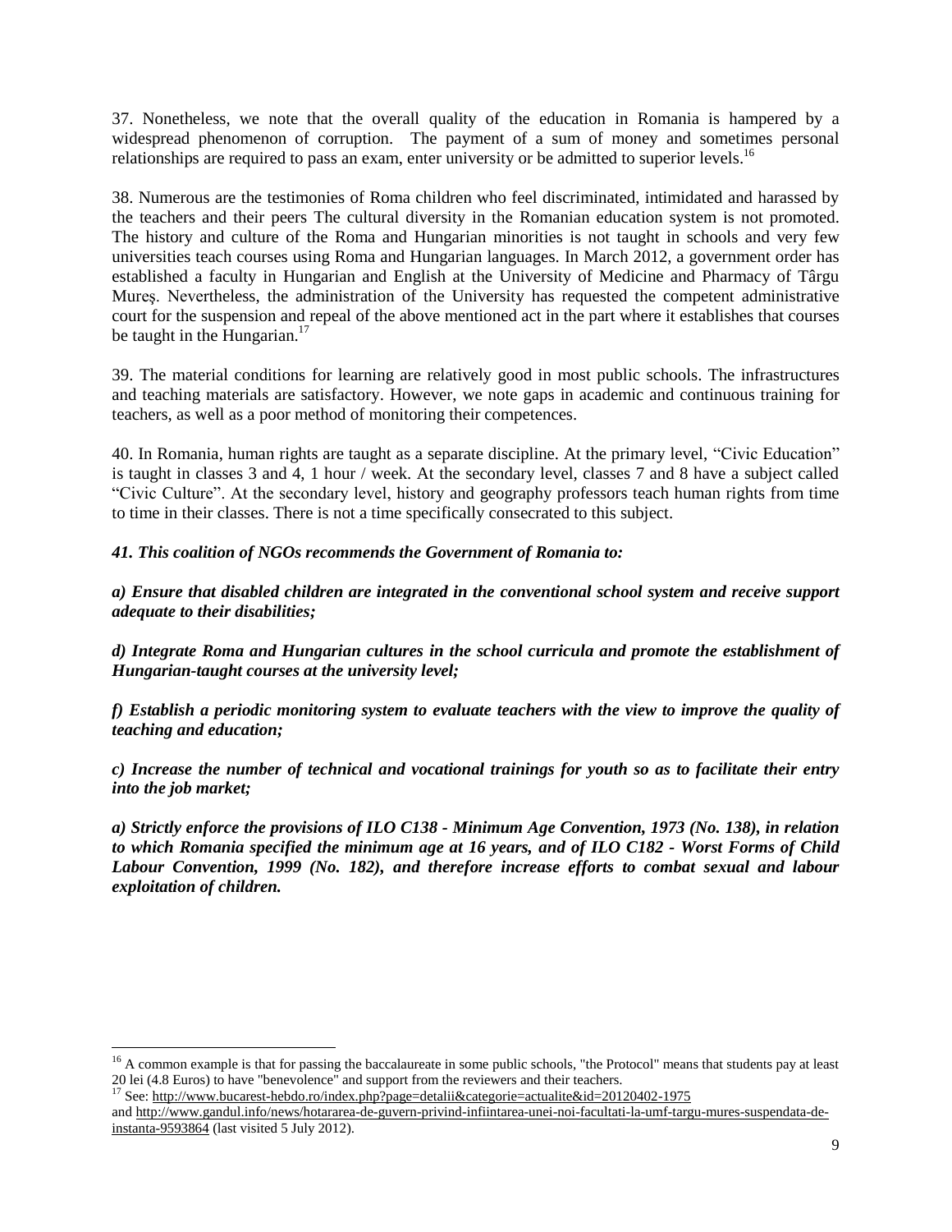37. Nonetheless, we note that the overall quality of the education in Romania is hampered by a widespread phenomenon of corruption. The payment of a sum of money and sometimes personal relationships are required to pass an exam, enter university or be admitted to superior levels.[16]

38. Numerous are the testimonies of Roma children who feel discriminated, intimidated and harassed by the teachers and their peers The cultural diversity in the Romanian education system is not promoted. The history and culture of the Roma and Hungarian minorities is not taught in schools and very few universities teach courses using Roma and Hungarian languages. In March 2012, a government order has established a faculty in Hungarian and English at the University of Medicine and Pharmacy of Târgu Mureş. Nevertheless, the administration of the University has requested the competent administrative court for the suspension and repeal of the above mentioned act in the part where it establishes that courses be taught in the Hungarian.[17]

39. The material conditions for learning are relatively good in most public schools. The infrastructures and teaching materials are satisfactory. However, we note gaps in academic and continuous training for teachers, as well as a poor method of monitoring their competences.

40. In Romania, human rights are taught as a separate discipline. At the primary level, "Civic Education" is taught in classes 3 and 4, 1 hour / week. At the secondary level, classes 7 and 8 have a subject called "Civic Culture". At the secondary level, history and geography professors teach human rights from time to time in their classes. There is not a time specifically consecrated to this subject.

***41. This coalition of NGOs recommends the Government of Romania to:***

***a) Ensure that disabled children are integrated in the conventional school system and receive support adequate to their disabilities;***

***d) Integrate Roma and Hungarian cultures in the school curricula and promote the establishment of Hungarian-taught courses at the university level;***

***f) Establish a periodic monitoring system to evaluate teachers with the view to improve the quality of teaching and education;***

***c) Increase the number of technical and vocational trainings for youth so as to facilitate their entry into the job market;***

***a) Strictly enforce the provisions of ILO C138 - Minimum Age Convention, 1973 (No. 138), in relation to which Romania specified the minimum age at 16 years, and of ILO C182 - Worst Forms of Child Labour Convention, 1999 (No. 182), and therefore increase efforts to combat sexual and labour exploitation of children.***

---

[16] A common example is that for passing the baccalaureate in some public schools, "the Protocol" means that students pay at least 20 lei (4.8 Euros) to have "benevolence" and support from the reviewers and their teachers.

[17] See: http://www.bucarest-hebdo.ro/index.php?page=detalii&categorie=actualite&id=20120402-1975 and http://www.gandul.info/news/hotararea-de-guvern-privind-infiintarea-unei-noi-facultati-la-umf-targu-mures-suspendata-de-instanta-9593864 (last visited 5 July 2012).